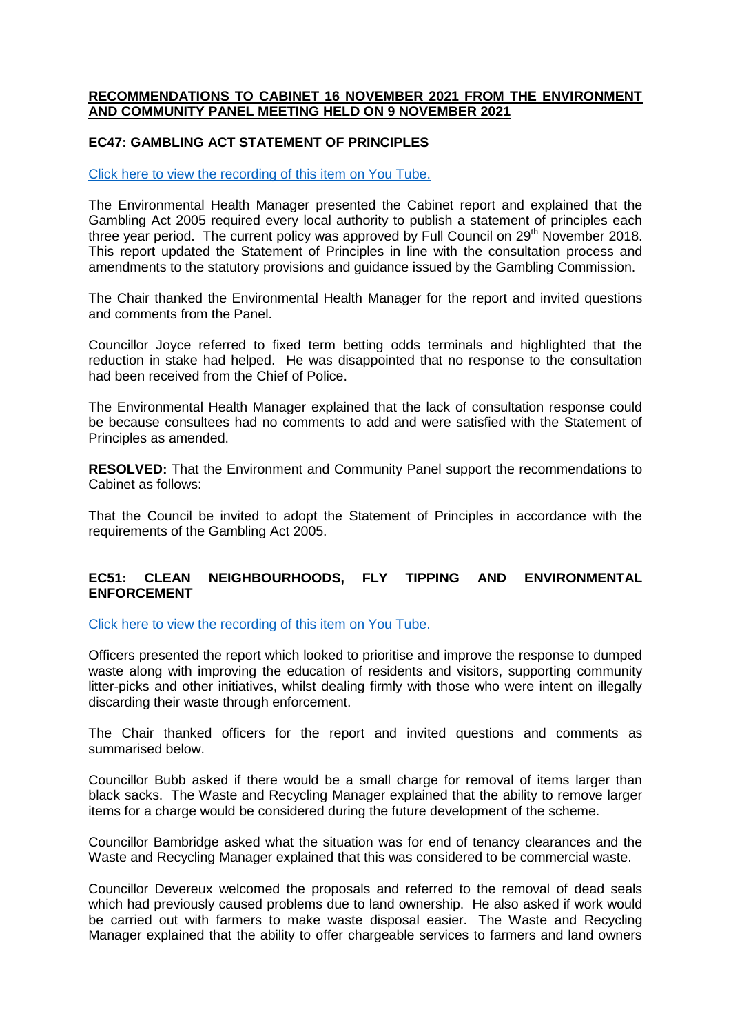**RECOMMENDATIONS TO CABINET 16 NOVEMBER 2021 FROM THE ENVIRONMENT AND COMMUNITY PANEL MEETING HELD ON 9 NOVEMBER 2021**

**EC47: GAMBLING ACT STATEMENT OF PRINCIPLES**

Click here to view the recording of this item on You Tube.

The Environmental Health Manager presented the Cabinet report and explained that the Gambling Act 2005 required every local authority to publish a statement of principles each three year period. The current policy was approved by Full Council on 29th November 2018. This report updated the Statement of Principles in line with the consultation process and amendments to the statutory provisions and guidance issued by the Gambling Commission.

The Chair thanked the Environmental Health Manager for the report and invited questions and comments from the Panel.

Councillor Joyce referred to fixed term betting odds terminals and highlighted that the reduction in stake had helped. He was disappointed that no response to the consultation had been received from the Chief of Police.

The Environmental Health Manager explained that the lack of consultation response could be because consultees had no comments to add and were satisfied with the Statement of Principles as amended.

**RESOLVED:** That the Environment and Community Panel support the recommendations to Cabinet as follows:

That the Council be invited to adopt the Statement of Principles in accordance with the requirements of the Gambling Act 2005.

**EC51: CLEAN NEIGHBOURHOODS, FLY TIPPING AND ENVIRONMENTAL ENFORCEMENT**

Click here to view the recording of this item on You Tube.

Officers presented the report which looked to prioritise and improve the response to dumped waste along with improving the education of residents and visitors, supporting community litter-picks and other initiatives, whilst dealing firmly with those who were intent on illegally discarding their waste through enforcement.

The Chair thanked officers for the report and invited questions and comments as summarised below.

Councillor Bubb asked if there would be a small charge for removal of items larger than black sacks. The Waste and Recycling Manager explained that the ability to remove larger items for a charge would be considered during the future development of the scheme.

Councillor Bambridge asked what the situation was for end of tenancy clearances and the Waste and Recycling Manager explained that this was considered to be commercial waste.

Councillor Devereux welcomed the proposals and referred to the removal of dead seals which had previously caused problems due to land ownership. He also asked if work would be carried out with farmers to make waste disposal easier. The Waste and Recycling Manager explained that the ability to offer chargeable services to farmers and land owners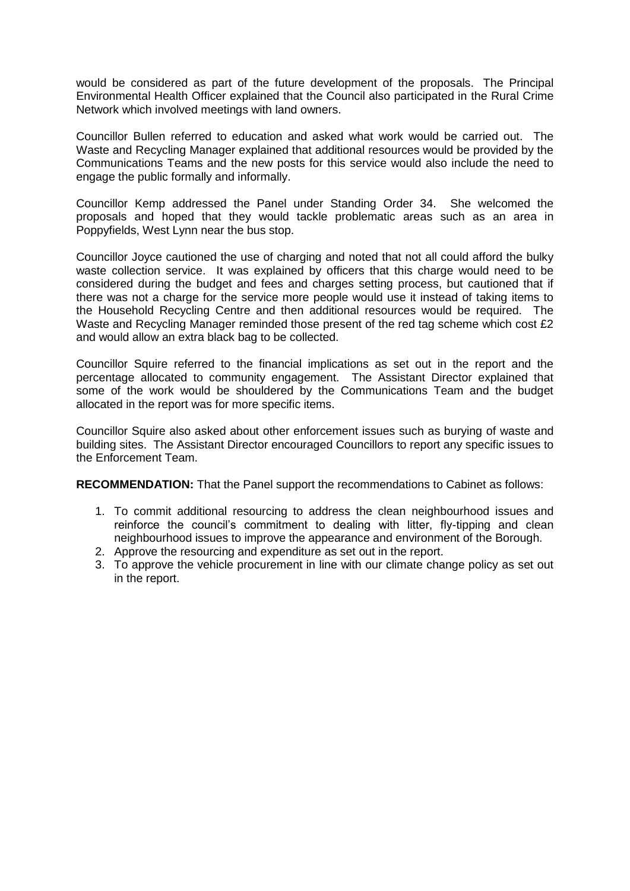would be considered as part of the future development of the proposals. The Principal Environmental Health Officer explained that the Council also participated in the Rural Crime Network which involved meetings with land owners.

Councillor Bullen referred to education and asked what work would be carried out. The Waste and Recycling Manager explained that additional resources would be provided by the Communications Teams and the new posts for this service would also include the need to engage the public formally and informally.

Councillor Kemp addressed the Panel under Standing Order 34. She welcomed the proposals and hoped that they would tackle problematic areas such as an area in Poppyfields, West Lynn near the bus stop.

Councillor Joyce cautioned the use of charging and noted that not all could afford the bulky waste collection service. It was explained by officers that this charge would need to be considered during the budget and fees and charges setting process, but cautioned that if there was not a charge for the service more people would use it instead of taking items to the Household Recycling Centre and then additional resources would be required. The Waste and Recycling Manager reminded those present of the red tag scheme which cost £2 and would allow an extra black bag to be collected.

Councillor Squire referred to the financial implications as set out in the report and the percentage allocated to community engagement. The Assistant Director explained that some of the work would be shouldered by the Communications Team and the budget allocated in the report was for more specific items.

Councillor Squire also asked about other enforcement issues such as burying of waste and building sites. The Assistant Director encouraged Councillors to report any specific issues to the Enforcement Team.

**RECOMMENDATION:** That the Panel support the recommendations to Cabinet as follows:

1. To commit additional resourcing to address the clean neighbourhood issues and reinforce the council's commitment to dealing with litter, fly-tipping and clean neighbourhood issues to improve the appearance and environment of the Borough.
2. Approve the resourcing and expenditure as set out in the report.
3. To approve the vehicle procurement in line with our climate change policy as set out in the report.